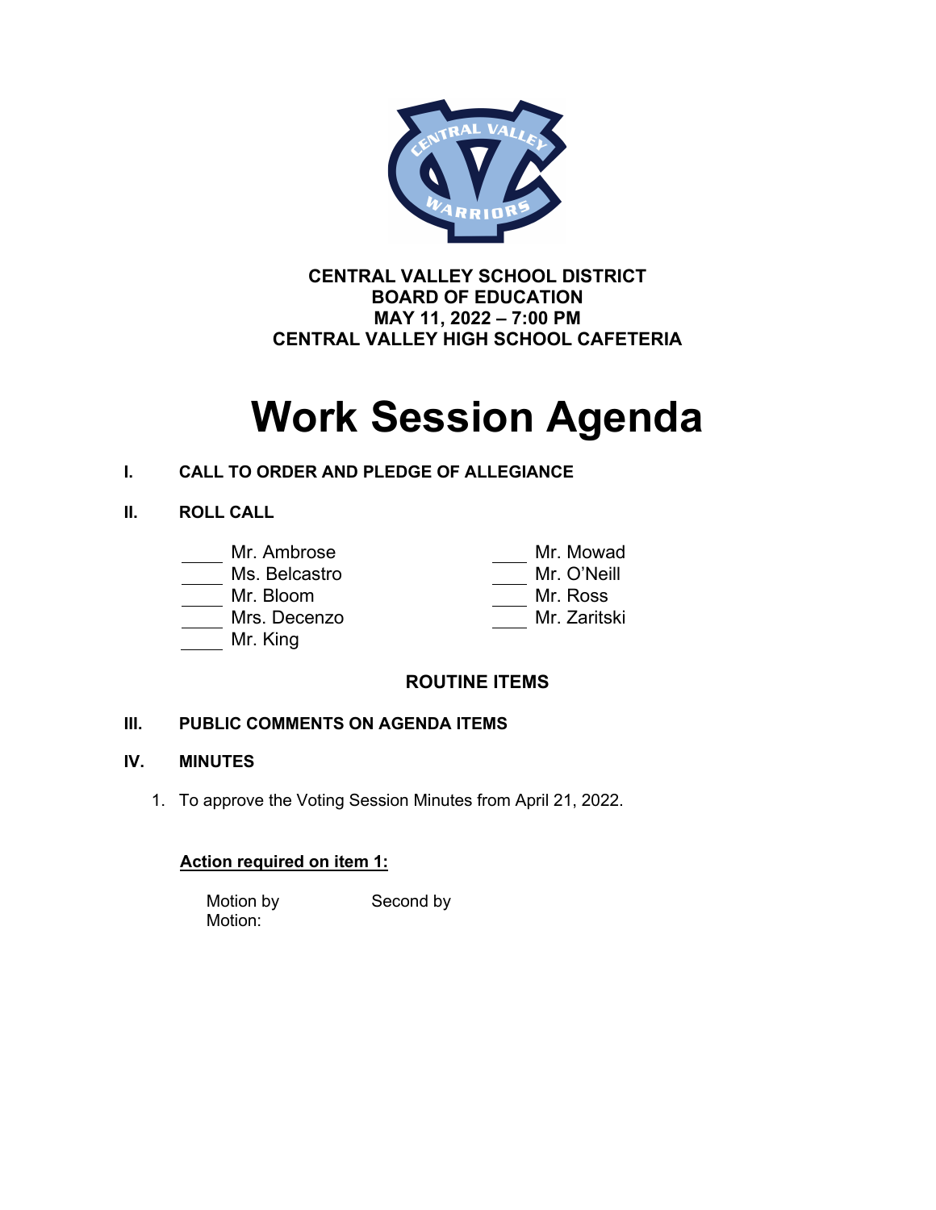**CENTRAL VALLEY SCHOOL DISTRICT**
**BOARD OF EDUCATION**
**MAY 11, 2022 – 7:00 PM**
**CENTRAL VALLEY HIGH SCHOOL CAFETERIA**

# Work Session Agenda

**I. CALL TO ORDER AND PLEDGE OF ALLEGIANCE**

**II. ROLL CALL**

| | |
|---|---|
| ____ Mr. Ambrose | ____ Mr. Mowad |
| ____ Ms. Belcastro | ____ Mr. O'Neill |
| ____ Mr. Bloom | ____ Mr. Ross |
| ____ Mrs. Decenzo | ____ Mr. Zaritski |
| ____ Mr. King | |

**ROUTINE ITEMS**

**III. PUBLIC COMMENTS ON AGENDA ITEMS**

**IV. MINUTES**

1. To approve the Voting Session Minutes from April 21, 2022.

**<u>Action required on item 1:</u>**

Motion by Second by
Motion: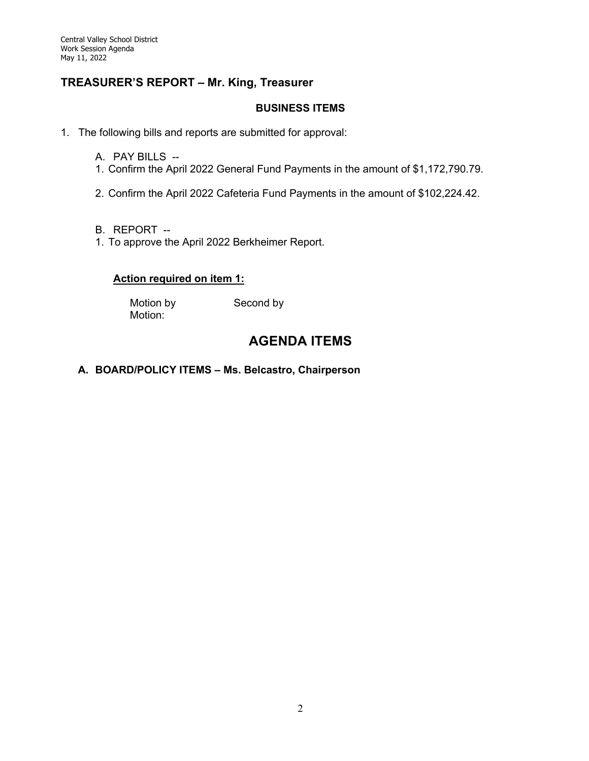## TREASURER'S REPORT – Mr. King, Treasurer

### BUSINESS ITEMS

1. The following bills and reports are submitted for approval:

   A. PAY BILLS --

   1. Confirm the April 2022 General Fund Payments in the amount of $1,172,790.79.

   2. Confirm the April 2022 Cafeteria Fund Payments in the amount of $102,224.42.

   B. REPORT --

   1. To approve the April 2022 Berkheimer Report.

   **Action required on item 1:**

   Motion by Second by
   Motion:

# AGENDA ITEMS

### A. BOARD/POLICY ITEMS – Ms. Belcastro, Chairperson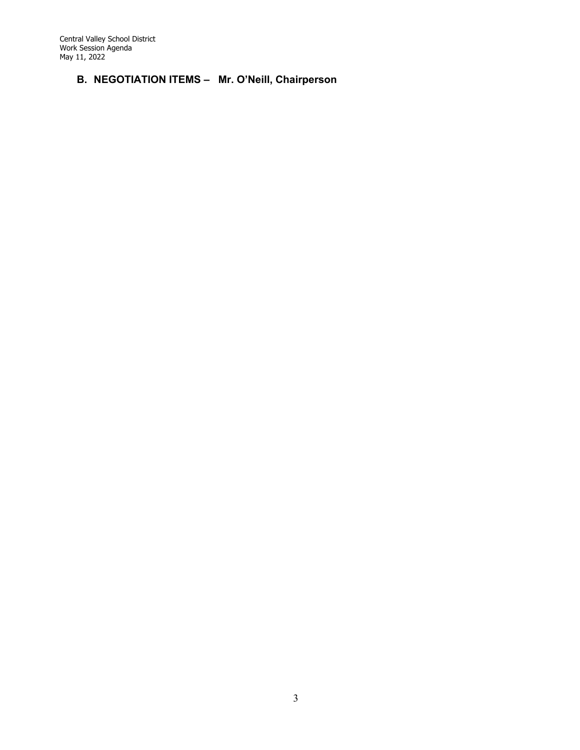## B. NEGOTIATION ITEMS – Mr. O'Neill, Chairperson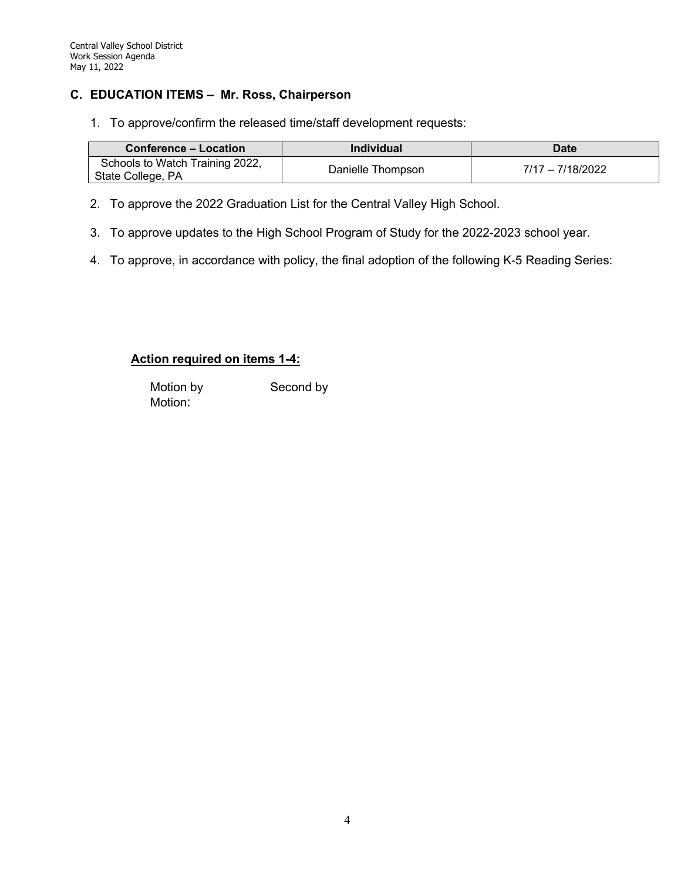## C. EDUCATION ITEMS – Mr. Ross, Chairperson

1. To approve/confirm the released time/staff development requests:

| Conference – Location | Individual | Date |
|---|---|---|
| Schools to Watch Training 2022, State College, PA | Danielle Thompson | 7/17 – 7/18/2022 |

2. To approve the 2022 Graduation List for the Central Valley High School.

3. To approve updates to the High School Program of Study for the 2022-2023 school year.

4. To approve, in accordance with policy, the final adoption of the following K-5 Reading Series:

**Action required on items 1-4:**

Motion by Second by
Motion: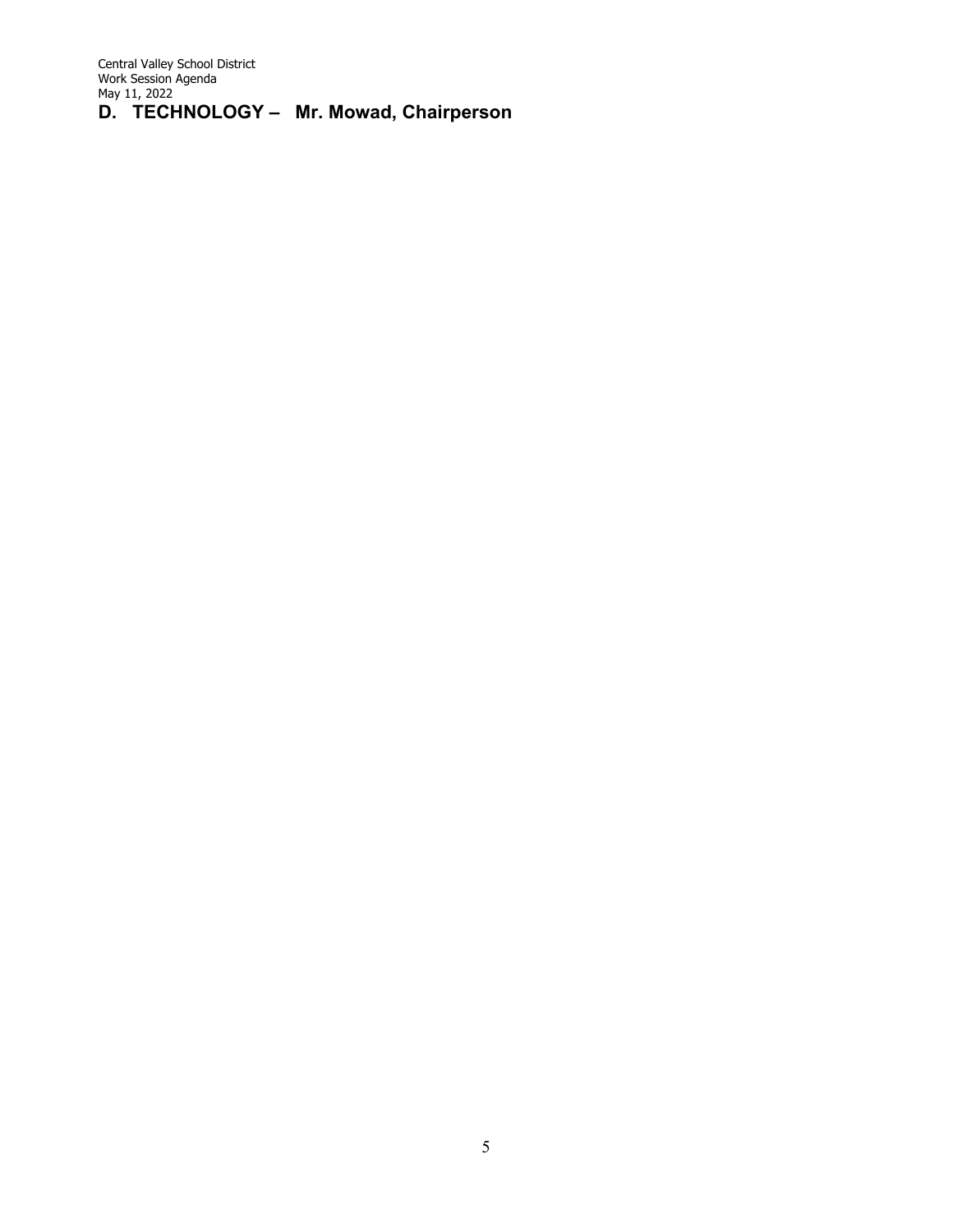## D. TECHNOLOGY – Mr. Mowad, Chairperson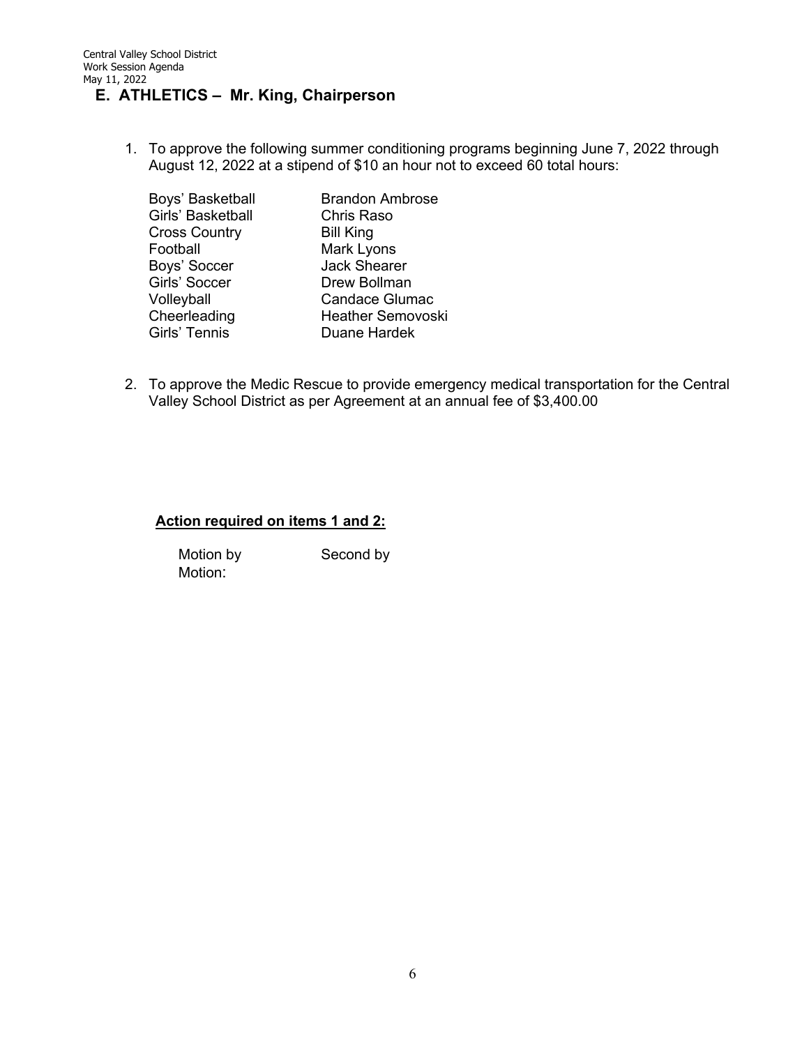## E. ATHLETICS – Mr. King, Chairperson

1. To approve the following summer conditioning programs beginning June 7, 2022 through August 12, 2022 at a stipend of $10 an hour not to exceed 60 total hours:

| | |
|---|---|
| Boys' Basketball | Brandon Ambrose |
| Girls' Basketball | Chris Raso |
| Cross Country | Bill King |
| Football | Mark Lyons |
| Boys' Soccer | Jack Shearer |
| Girls' Soccer | Drew Bollman |
| Volleyball | Candace Glumac |
| Cheerleading | Heather Semovoski |
| Girls' Tennis | Duane Hardek |

2. To approve the Medic Rescue to provide emergency medical transportation for the Central Valley School District as per Agreement at an annual fee of $3,400.00

**Action required on items 1 and 2:**

Motion by Second by
Motion: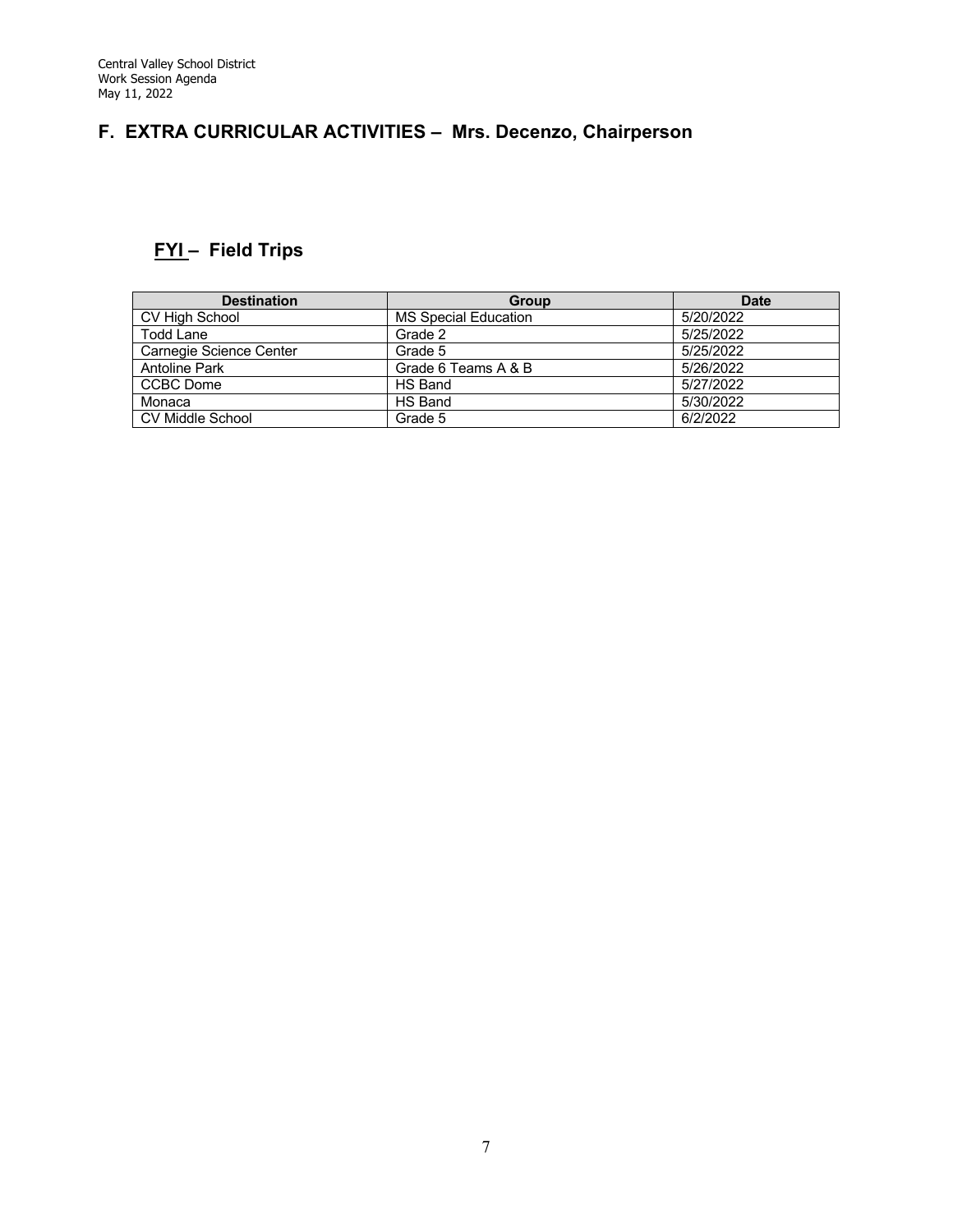## F. EXTRA CURRICULAR ACTIVITIES – Mrs. Decenzo, Chairperson

### FYI – Field Trips

| Destination | Group | Date |
|---|---|---|
| CV High School | MS Special Education | 5/20/2022 |
| Todd Lane | Grade 2 | 5/25/2022 |
| Carnegie Science Center | Grade 5 | 5/25/2022 |
| Antoline Park | Grade 6 Teams A & B | 5/26/2022 |
| CCBC Dome | HS Band | 5/27/2022 |
| Monaca | HS Band | 5/30/2022 |
| CV Middle School | Grade 5 | 6/2/2022 |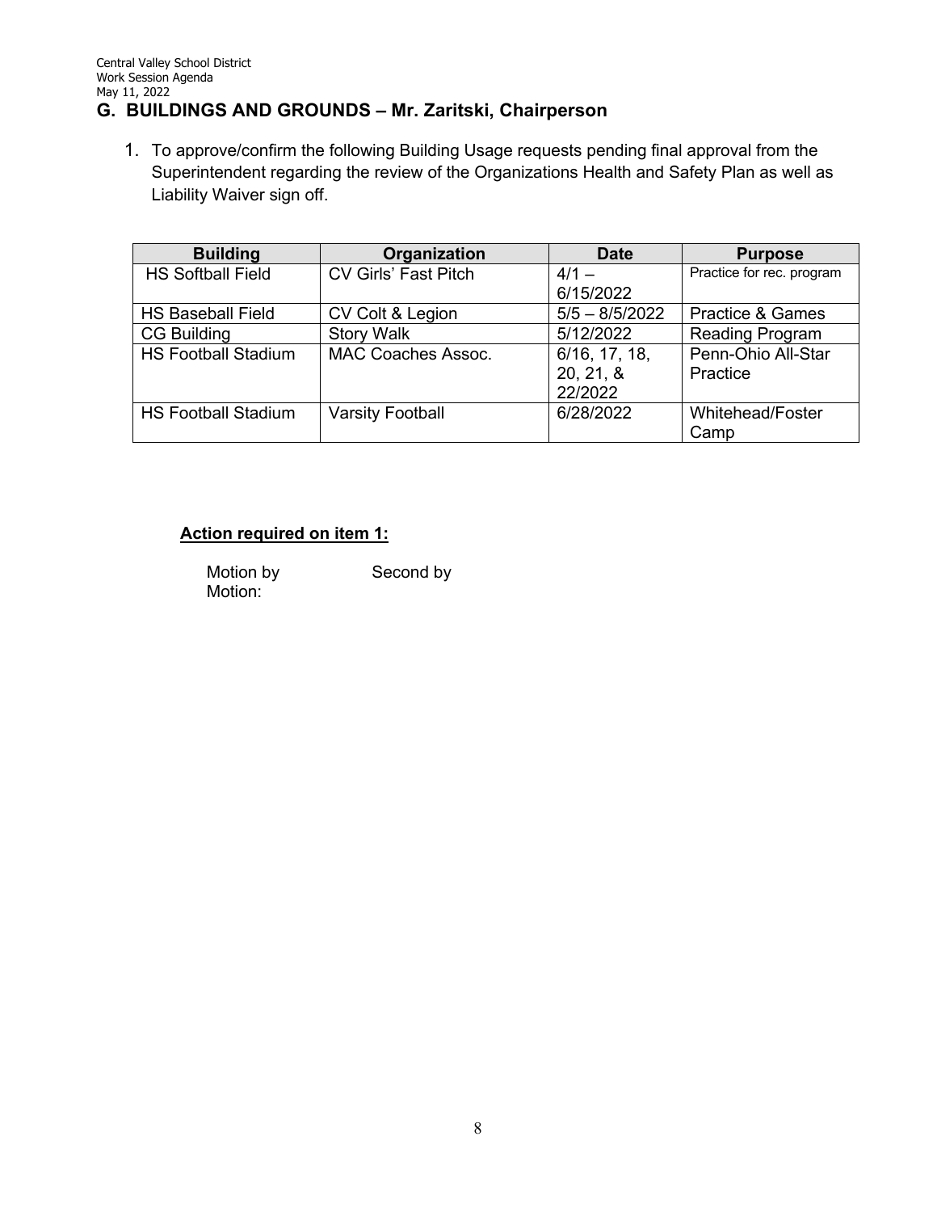## G. BUILDINGS AND GROUNDS – Mr. Zaritski, Chairperson

1. To approve/confirm the following Building Usage requests pending final approval from the Superintendent regarding the review of the Organizations Health and Safety Plan as well as Liability Waiver sign off.

| Building | Organization | Date | Purpose |
|---|---|---|---|
| HS Softball Field | CV Girls' Fast Pitch | 4/1 – 6/15/2022 | Practice for rec. program |
| HS Baseball Field | CV Colt & Legion | 5/5 – 8/5/2022 | Practice & Games |
| CG Building | Story Walk | 5/12/2022 | Reading Program |
| HS Football Stadium | MAC Coaches Assoc. | 6/16, 17, 18, 20, 21, & 22/2022 | Penn-Ohio All-Star Practice |
| HS Football Stadium | Varsity Football | 6/28/2022 | Whitehead/Foster Camp |

**Action required on item 1:**

Motion by Second by
Motion: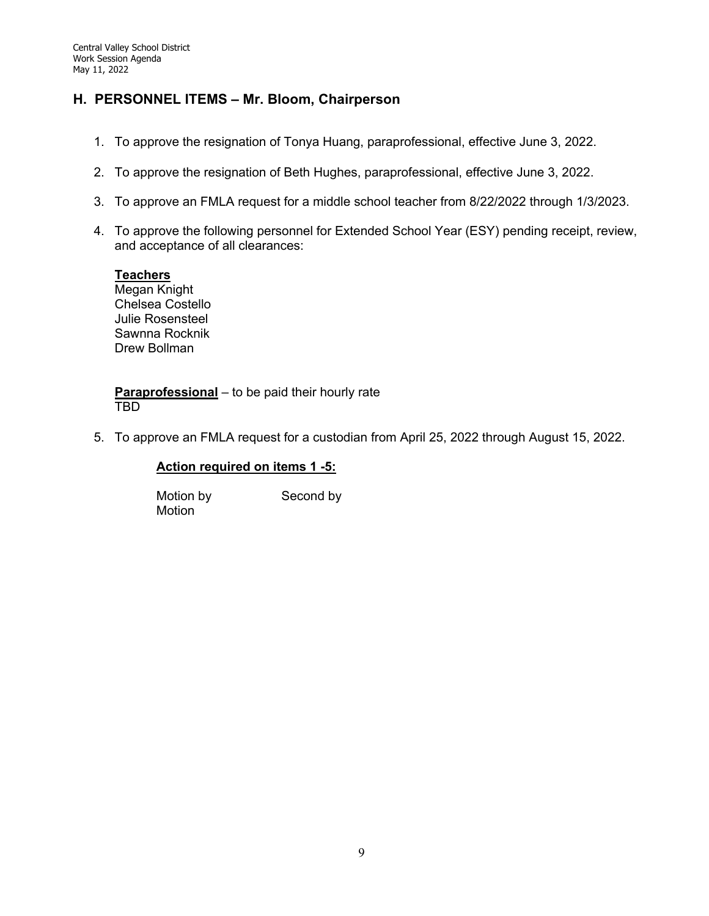## H. PERSONNEL ITEMS – Mr. Bloom, Chairperson

1. To approve the resignation of Tonya Huang, paraprofessional, effective June 3, 2022.
2. To approve the resignation of Beth Hughes, paraprofessional, effective June 3, 2022.
3. To approve an FMLA request for a middle school teacher from 8/22/2022 through 1/3/2023.
4. To approve the following personnel for Extended School Year (ESY) pending receipt, review, and acceptance of all clearances:

   **Teachers**
   Megan Knight
   Chelsea Costello
   Julie Rosensteel
   Sawnna Rocknik
   Drew Bollman

   **Paraprofessional** – to be paid their hourly rate
   TBD

5. To approve an FMLA request for a custodian from April 25, 2022 through August 15, 2022.

**Action required on items 1 -5:**

Motion by Second by
Motion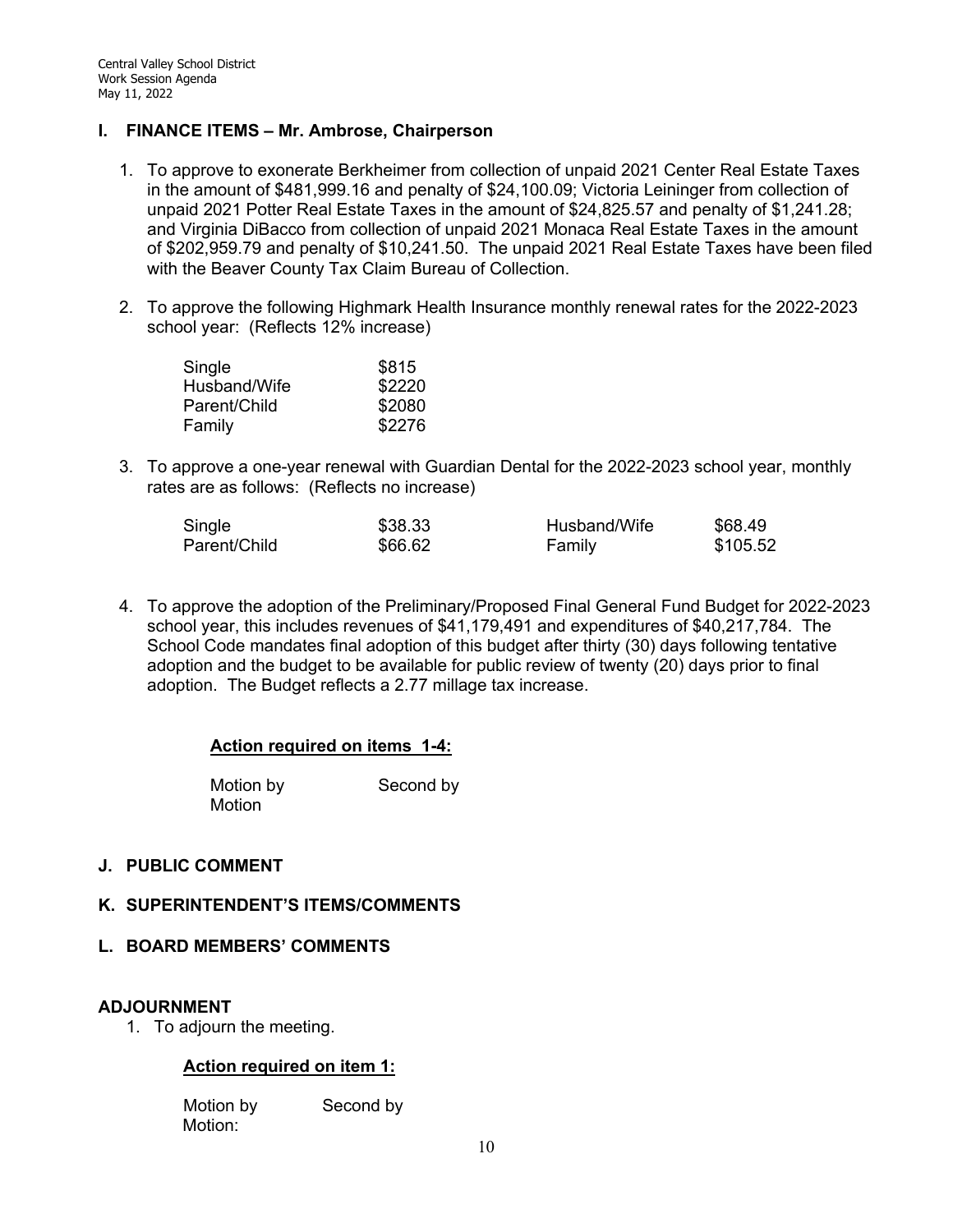## I. FINANCE ITEMS – Mr. Ambrose, Chairperson

1. To approve to exonerate Berkheimer from collection of unpaid 2021 Center Real Estate Taxes in the amount of $481,999.16 and penalty of $24,100.09; Victoria Leininger from collection of unpaid 2021 Potter Real Estate Taxes in the amount of $24,825.57 and penalty of $1,241.28; and Virginia DiBacco from collection of unpaid 2021 Monaca Real Estate Taxes in the amount of $202,959.79 and penalty of $10,241.50. The unpaid 2021 Real Estate Taxes have been filed with the Beaver County Tax Claim Bureau of Collection.

2. To approve the following Highmark Health Insurance monthly renewal rates for the 2022-2023 school year: (Reflects 12% increase)

| | |
|---|---|
| Single | $815 |
| Husband/Wife | $2220 |
| Parent/Child | $2080 |
| Family | $2276 |

3. To approve a one-year renewal with Guardian Dental for the 2022-2023 school year, monthly rates are as follows: (Reflects no increase)

| | | | |
|---|---|---|---|
| Single | $38.33 | Husband/Wife | $68.49 |
| Parent/Child | $66.62 | Family | $105.52 |

4. To approve the adoption of the Preliminary/Proposed Final General Fund Budget for 2022-2023 school year, this includes revenues of $41,179,491 and expenditures of $40,217,784. The School Code mandates final adoption of this budget after thirty (30) days following tentative adoption and the budget to be available for public review of twenty (20) days prior to final adoption. The Budget reflects a 2.77 millage tax increase.

**Action required on items 1-4:**

Motion by Second by
Motion

## J. PUBLIC COMMENT

## K. SUPERINTENDENT'S ITEMS/COMMENTS

## L. BOARD MEMBERS' COMMENTS

## ADJOURNMENT

1. To adjourn the meeting.

**Action required on item 1:**

Motion by Second by
Motion: